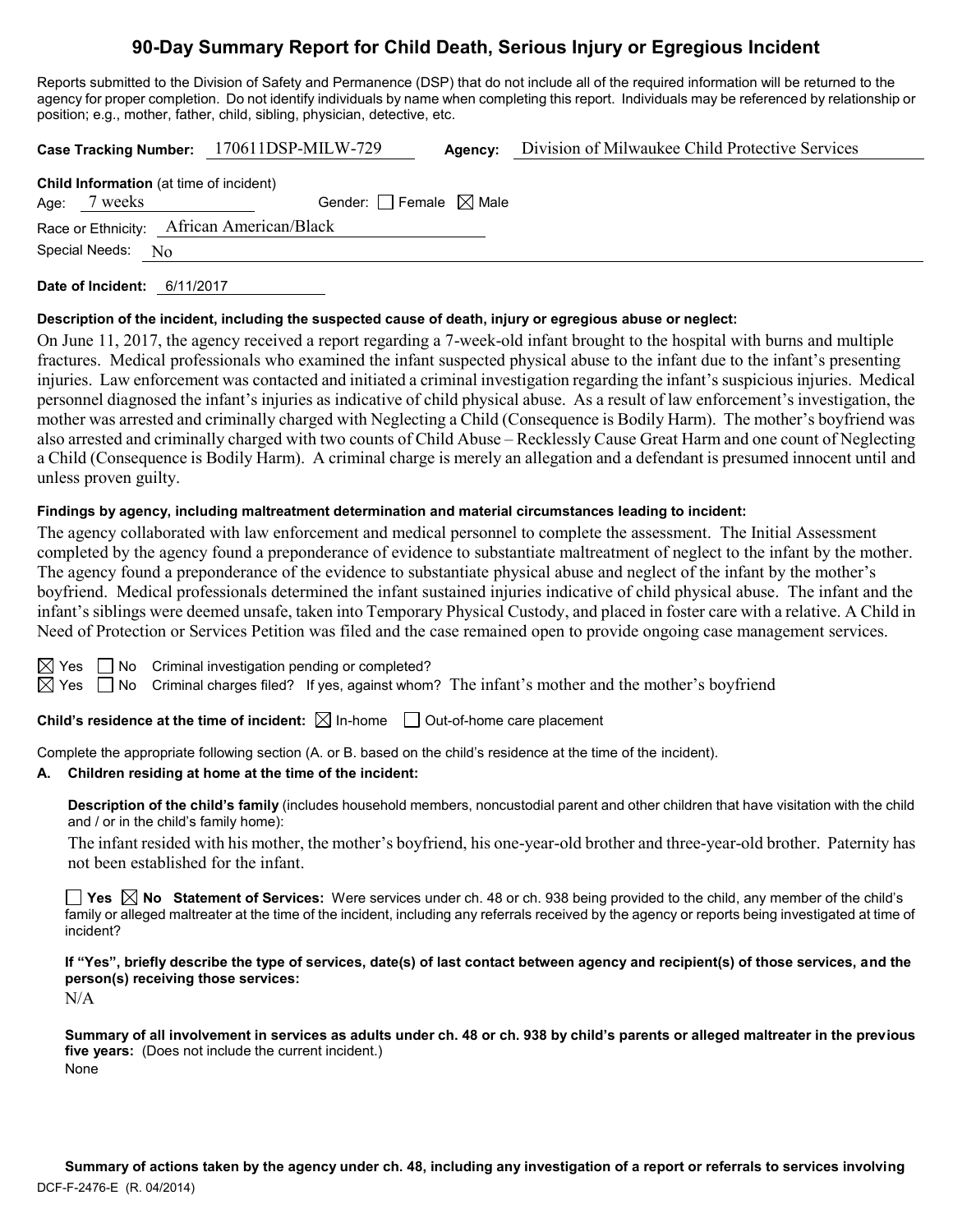# 90-Day Summary Report for Child Death, Serious Injury or Egregious Incident

Reports submitted to the Division of Safety and Permanence (DSP) that do not include all of the required information will be returned to the agency for proper completion. Do not identify individuals by name when completing this report. Individuals may be referenced by relationship or position; e.g., mother, father, child, sibling, physician, detective, etc.

**Case Tracking Number:** 170611DSP-MILW-729 **Agency:** Division of Milwaukee Child Protective Services

**Child Information** (at time of incident)

Age: 7 weeks Gender: ☐ Female ☒ Male

Race or Ethnicity: African American/Black

Special Needs: No

**Date of Incident:** 6/11/2017

**Description of the incident, including the suspected cause of death, injury or egregious abuse or neglect:**

On June 11, 2017, the agency received a report regarding a 7-week-old infant brought to the hospital with burns and multiple fractures. Medical professionals who examined the infant suspected physical abuse to the infant due to the infant's presenting injuries. Law enforcement was contacted and initiated a criminal investigation regarding the infant's suspicious injuries. Medical personnel diagnosed the infant's injuries as indicative of child physical abuse. As a result of law enforcement's investigation, the mother was arrested and criminally charged with Neglecting a Child (Consequence is Bodily Harm). The mother's boyfriend was also arrested and criminally charged with two counts of Child Abuse – Recklessly Cause Great Harm and one count of Neglecting a Child (Consequence is Bodily Harm). A criminal charge is merely an allegation and a defendant is presumed innocent until and unless proven guilty.

**Findings by agency, including maltreatment determination and material circumstances leading to incident:**

The agency collaborated with law enforcement and medical personnel to complete the assessment. The Initial Assessment completed by the agency found a preponderance of evidence to substantiate maltreatment of neglect to the infant by the mother. The agency found a preponderance of the evidence to substantiate physical abuse and neglect of the infant by the mother's boyfriend. Medical professionals determined the infant sustained injuries indicative of child physical abuse. The infant and the infant's siblings were deemed unsafe, taken into Temporary Physical Custody, and placed in foster care with a relative. A Child in Need of Protection or Services Petition was filed and the case remained open to provide ongoing case management services.

☒ Yes ☐ No Criminal investigation pending or completed?

☒ Yes ☐ No Criminal charges filed? If yes, against whom? The infant's mother and the mother's boyfriend

**Child's residence at the time of incident:** ☒ In-home ☐ Out-of-home care placement

Complete the appropriate following section (A. or B. based on the child's residence at the time of the incident).

**A. Children residing at home at the time of the incident:**

**Description of the child's family** (includes household members, noncustodial parent and other children that have visitation with the child and / or in the child's family home):

The infant resided with his mother, the mother's boyfriend, his one-year-old brother and three-year-old brother. Paternity has not been established for the infant.

☐ **Yes** ☒ **No Statement of Services:** Were services under ch. 48 or ch. 938 being provided to the child, any member of the child's family or alleged maltreater at the time of the incident, including any referrals received by the agency or reports being investigated at time of incident?

**If "Yes", briefly describe the type of services, date(s) of last contact between agency and recipient(s) of those services, and the person(s) receiving those services:**

N/A

**Summary of all involvement in services as adults under ch. 48 or ch. 938 by child's parents or alleged maltreater in the previous five years:** (Does not include the current incident.)

None

**Summary of actions taken by the agency under ch. 48, including any investigation of a report or referrals to services involving**

DCF-F-2476-E (R. 04/2014)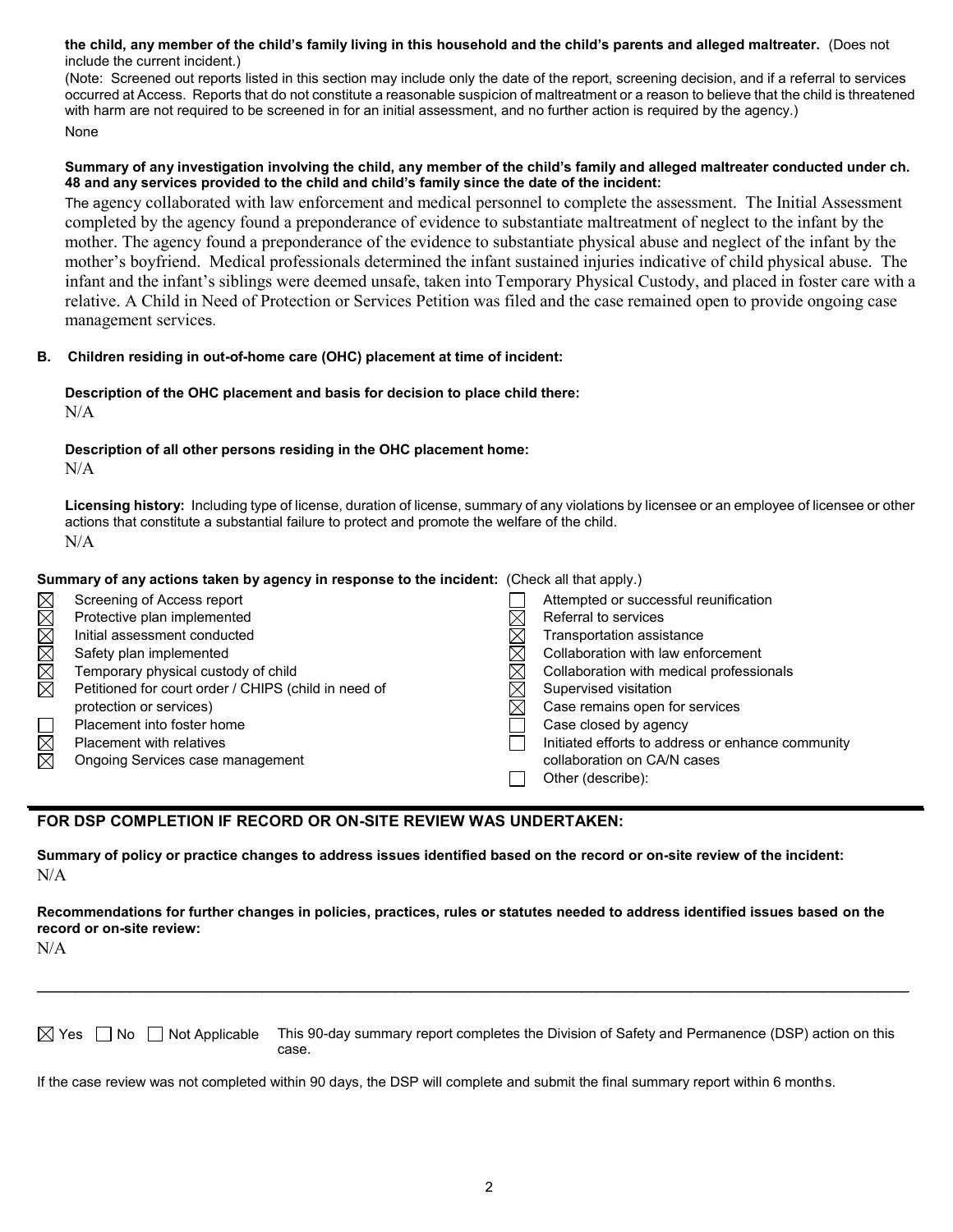**the child, any member of the child's family living in this household and the child's parents and alleged maltreater.** (Does not include the current incident.)

(Note: Screened out reports listed in this section may include only the date of the report, screening decision, and if a referral to services occurred at Access. Reports that do not constitute a reasonable suspicion of maltreatment or a reason to believe that the child is threatened with harm are not required to be screened in for an initial assessment, and no further action is required by the agency.)

None

**Summary of any investigation involving the child, any member of the child's family and alleged maltreater conducted under ch. 48 and any services provided to the child and child's family since the date of the incident:**

The agency collaborated with law enforcement and medical personnel to complete the assessment. The Initial Assessment completed by the agency found a preponderance of evidence to substantiate maltreatment of neglect to the infant by the mother. The agency found a preponderance of the evidence to substantiate physical abuse and neglect of the infant by the mother's boyfriend. Medical professionals determined the infant sustained injuries indicative of child physical abuse. The infant and the infant's siblings were deemed unsafe, taken into Temporary Physical Custody, and placed in foster care with a relative. A Child in Need of Protection or Services Petition was filed and the case remained open to provide ongoing case management services.

**B. Children residing in out-of-home care (OHC) placement at time of incident:**

**Description of the OHC placement and basis for decision to place child there:**

N/A

**Description of all other persons residing in the OHC placement home:**

N/A

**Licensing history:** Including type of license, duration of license, summary of any violations by licensee or an employee of licensee or other actions that constitute a substantial failure to protect and promote the welfare of the child.

N/A

**Summary of any actions taken by agency in response to the incident:** (Check all that apply.)

- ☒ Screening of Access report
- ☒ Protective plan implemented
- ☒ Initial assessment conducted
- ☒ Safety plan implemented
- ☒ Temporary physical custody of child
- ☒ Petitioned for court order / CHIPS (child in need of protection or services)
- ☐ Placement into foster home
- ☒ Placement with relatives
- ☒ Ongoing Services case management
- ☐ Attempted or successful reunification
- ☒ Referral to services
- ☒ Transportation assistance
- ☒ Collaboration with law enforcement
- ☒ Collaboration with medical professionals
- ☒ Supervised visitation
- ☒ Case remains open for services
- ☐ Case closed by agency
- ☐ Initiated efforts to address or enhance community collaboration on CA/N cases
- ☐ Other (describe):

## FOR DSP COMPLETION IF RECORD OR ON-SITE REVIEW WAS UNDERTAKEN:

**Summary of policy or practice changes to address issues identified based on the record or on-site review of the incident:**

N/A

**Recommendations for further changes in policies, practices, rules or statutes needed to address identified issues based on the record or on-site review:**

N/A

---

☒ Yes ☐ No ☐ Not Applicable This 90-day summary report completes the Division of Safety and Permanence (DSP) action on this case.

If the case review was not completed within 90 days, the DSP will complete and submit the final summary report within 6 months.